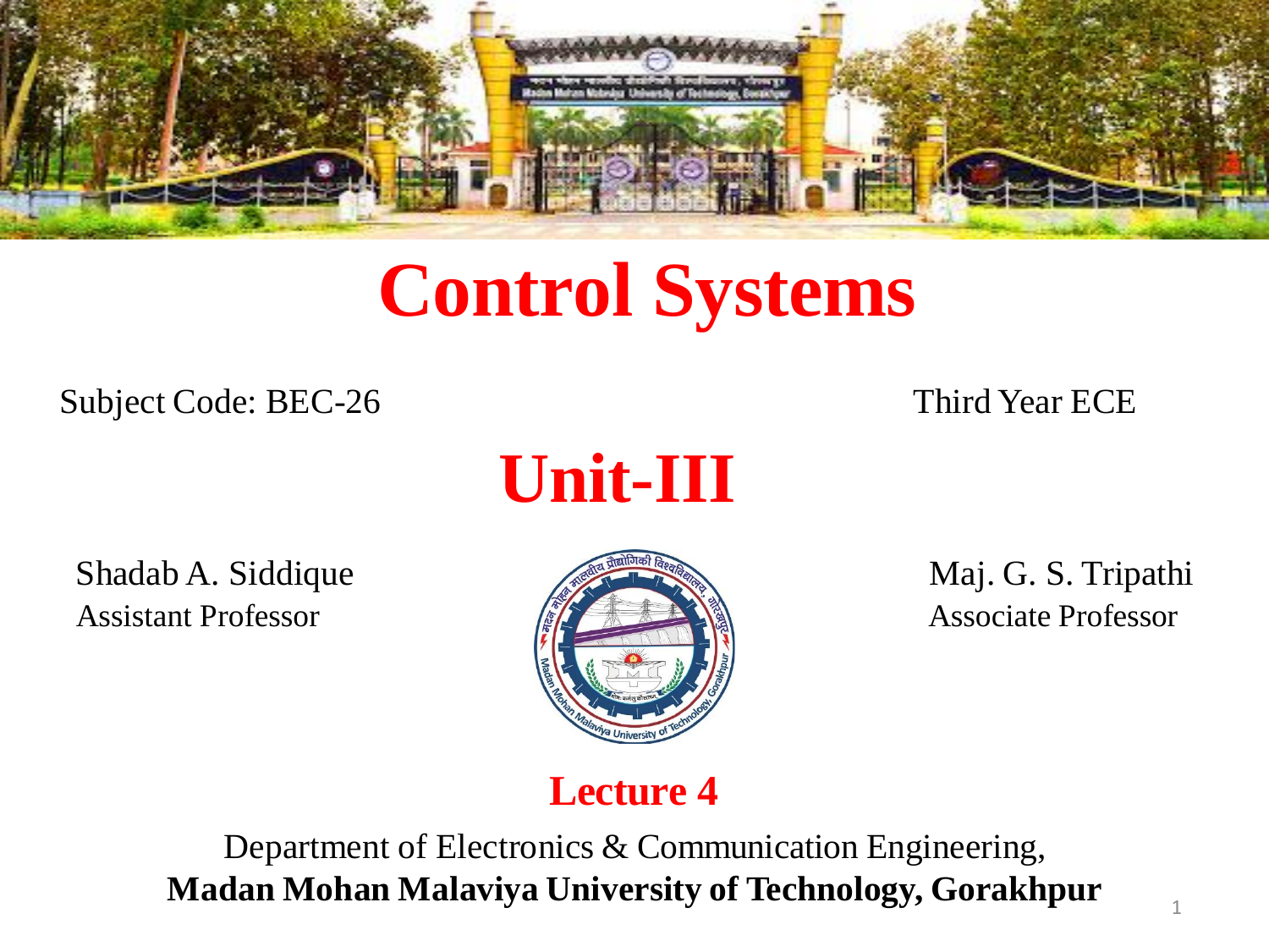# Control Systems

Subject Code: BEC-26

Third Year ECE

## Unit-III

Shadab A. Siddique
Assistant Professor

Maj. G. S. Tripathi
Associate Professor

**Lecture 4**

Department of Electronics & Communication Engineering,
**Madan Mohan Malaviya University of Technology, Gorakhpur**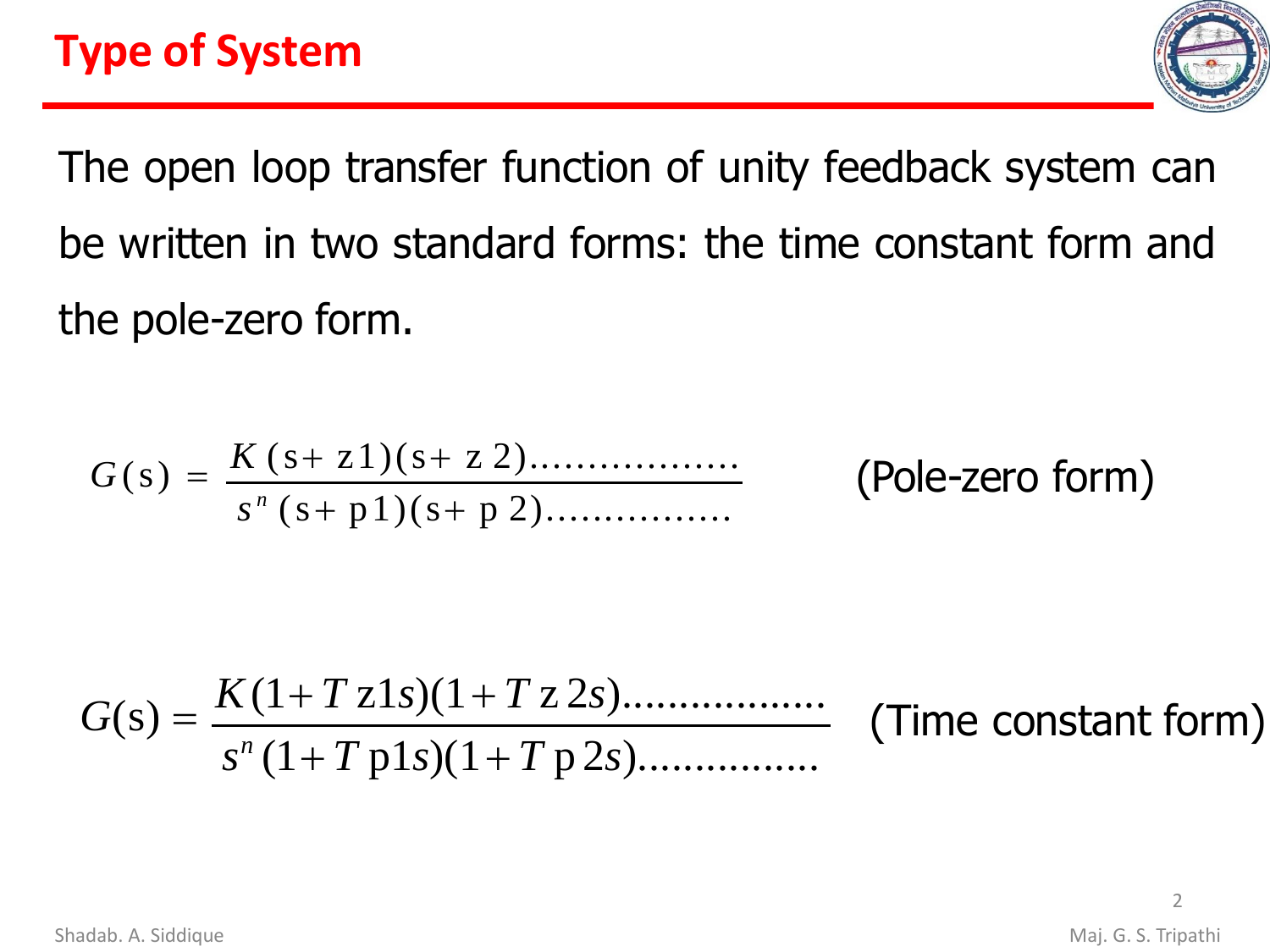# Type of System

The open loop transfer function of unity feedback system can be written in two standard forms: the time constant form and the pole-zero form.

$$G(s) = \frac{K(s+z1)(s+z2)..................}{s^n(s+p1)(s+p2)................}$$

(Pole-zero form)

$$G(s) = \frac{K(1+Tz1s)(1+Tz2s)..................}{s^n(1+Tp1s)(1+Tp2s)................}$$

(Time constant form)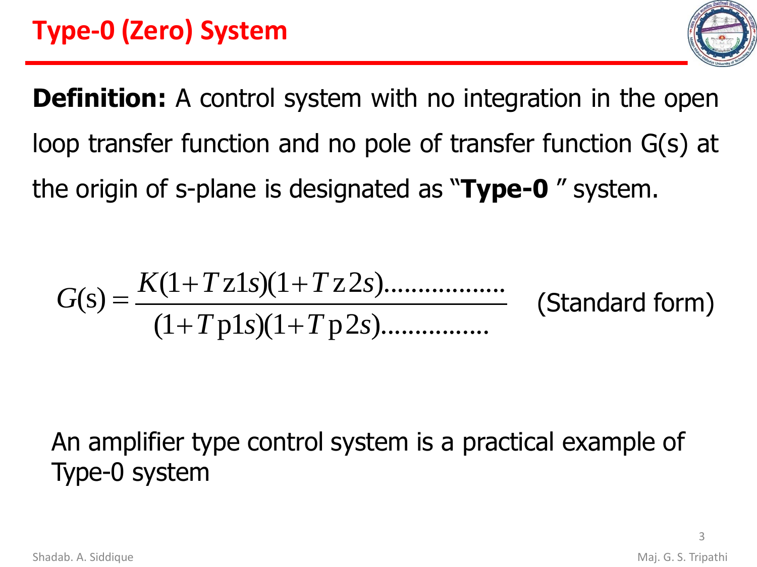# Type-0 (Zero) System

**Definition:** A control system with no integration in the open loop transfer function and no pole of transfer function G(s) at the origin of s-plane is designated as "**Type-0** " system.

$$G(s) = \frac{K(1+T_{z1}s)(1+T_{z2}s)..................}{(1+T_{p1}s)(1+T_{p2}s)................} \quad \text{(Standard form)}$$

An amplifier type control system is a practical example of Type-0 system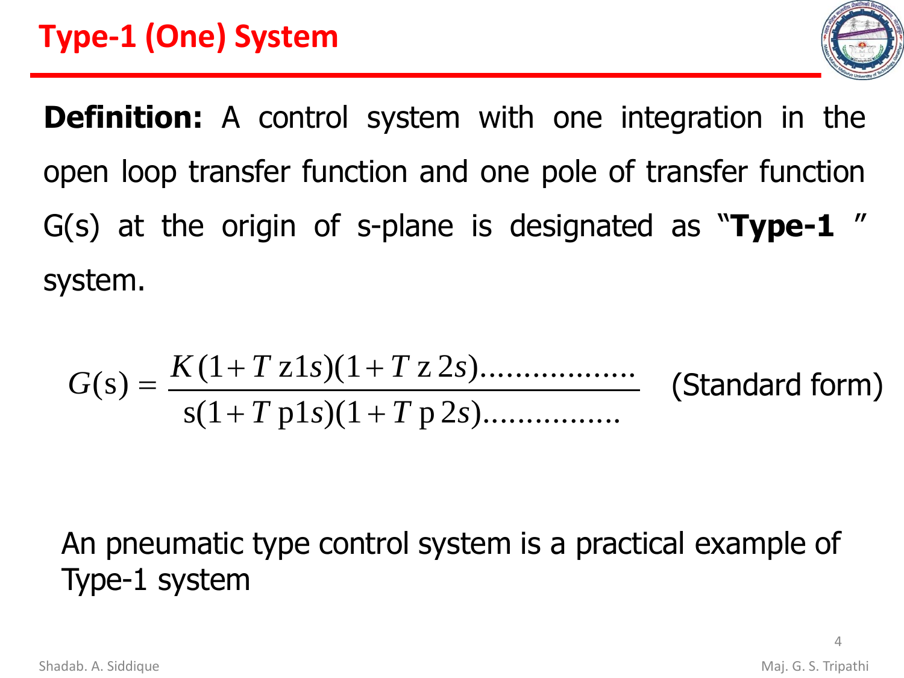# Type-1 (One) System

**Definition:** A control system with one integration in the open loop transfer function and one pole of transfer function G(s) at the origin of s-plane is designated as "**Type-1** " system.

$$G(s) = \frac{K(1+T\,z1s)(1+T\,z\,2s)\ldots\ldots\ldots\ldots\ldots\ldots}{s(1+T\,p1s)(1+T\,p\,2s)\ldots\ldots\ldots\ldots\ldots} \quad \text{(Standard form)}$$

An pneumatic type control system is a practical example of Type-1 system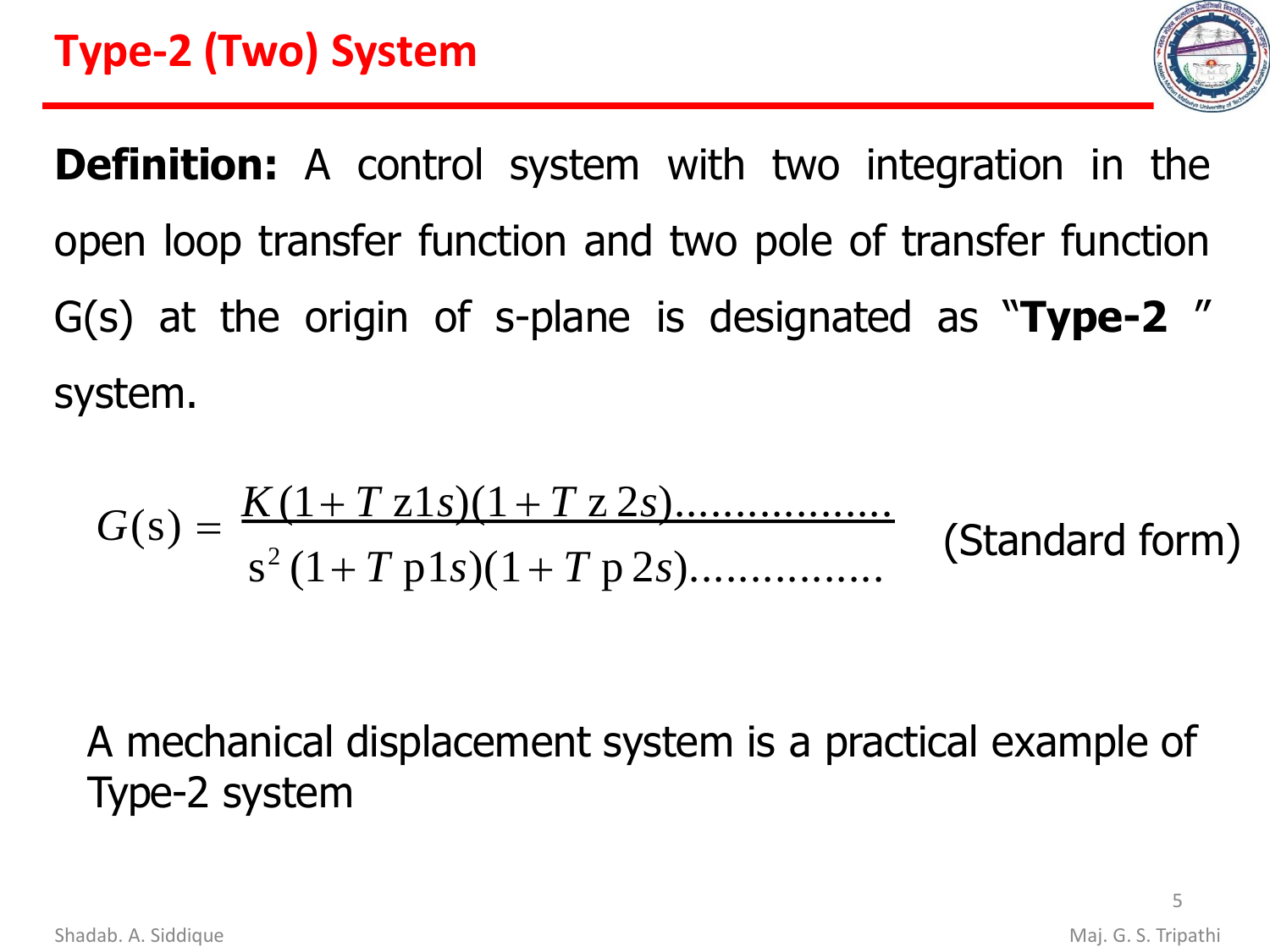# Type-2 (Two) System

**Definition:** A control system with two integration in the open loop transfer function and two pole of transfer function G(s) at the origin of s-plane is designated as "**Type-2** " system.

$$G(s) = \frac{K(1+T\,z1s)(1+T\,z\,2s)\ldots\ldots\ldots\ldots\ldots\ldots}{s^2(1+T\,p1s)(1+T\,p\,2s)\ldots\ldots\ldots\ldots\ldots} \quad \text{(Standard form)}$$

A mechanical displacement system is a practical example of Type-2 system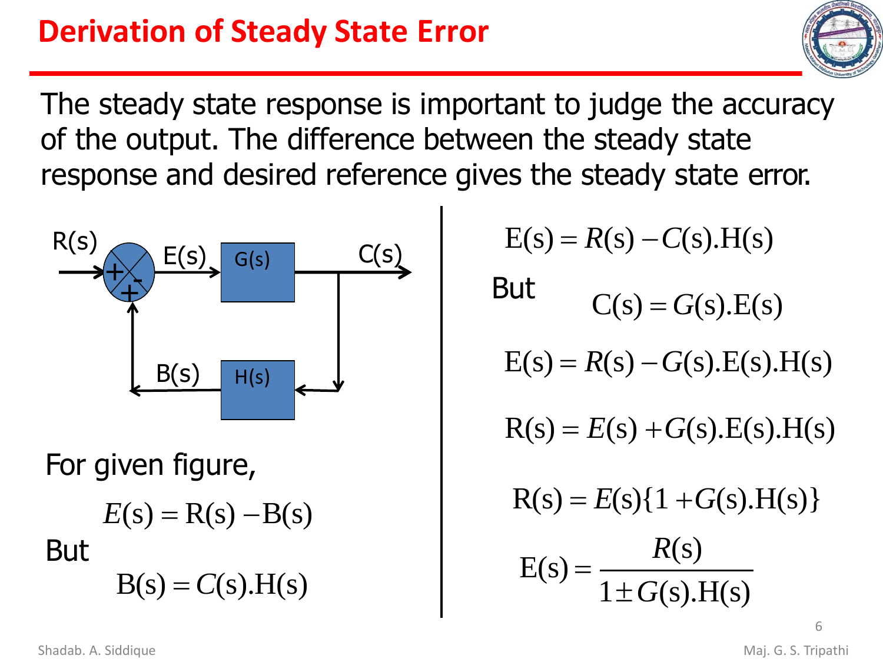# Derivation of Steady State Error

The steady state response is important to judge the accuracy of the output. The difference between the steady state response and desired reference gives the steady state error.

For given figure,

$$E(s) = R(s) - B(s)$$

But

$$B(s) = C(s).H(s)$$

$$E(s) = R(s) - C(s).H(s)$$

But

$$C(s) = G(s).E(s)$$

$$E(s) = R(s) - G(s).E(s).H(s)$$

$$R(s) = E(s) + G(s).E(s).H(s)$$

$$R(s) = E(s)\{1 + G(s).H(s)\}$$

$$E(s) = \frac{R(s)}{1 \pm G(s).H(s)}$$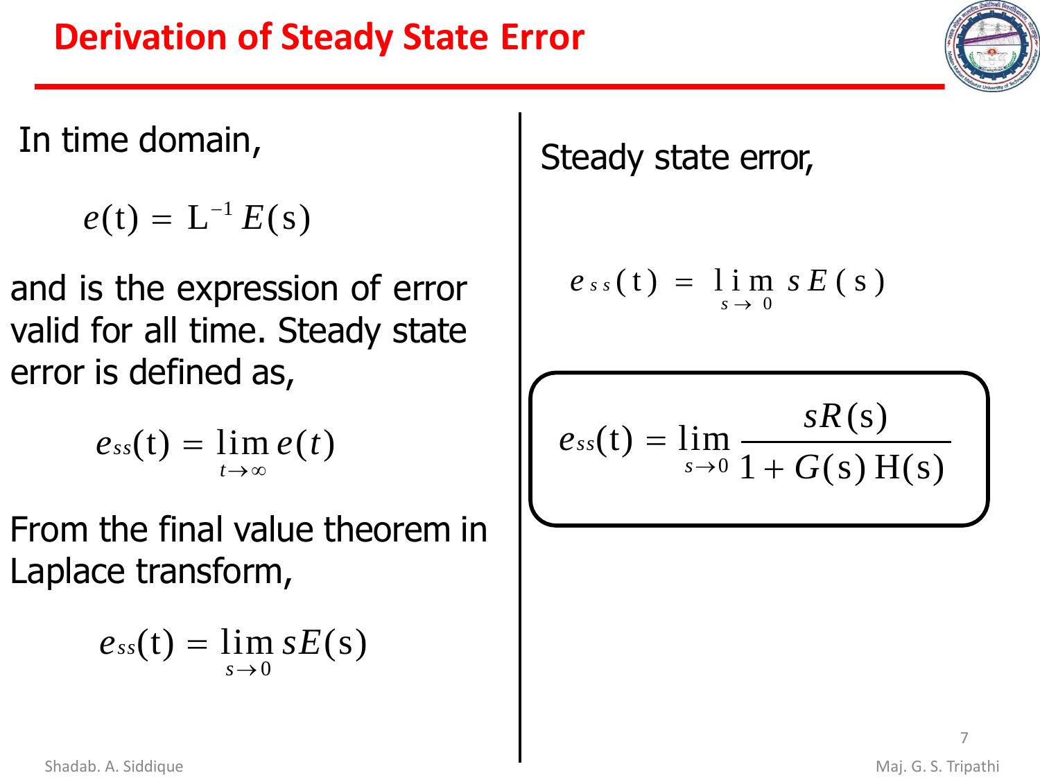# Derivation of Steady State Error

In time domain,

$$e(\mathrm{t}) = \mathrm{L}^{-1} E(\mathrm{s})$$

and is the expression of error valid for all time. Steady state error is defined as,

$$e_{ss}(\mathrm{t}) = \lim_{t \to \infty} e(t)$$

From the final value theorem in Laplace transform,

$$e_{ss}(\mathrm{t}) = \lim_{s \to 0} sE(\mathrm{s})$$

Steady state error,

$$e_{ss}(\mathrm{t}) = \lim_{s \to 0} sE(\mathrm{s})$$

$$e_{ss}(\mathrm{t}) = \lim_{s \to 0} \frac{sR(\mathrm{s})}{1 + G(\mathrm{s})\,\mathrm{H}(\mathrm{s})}$$

Shadab. A. Siddique

Maj. G. S. Tripathi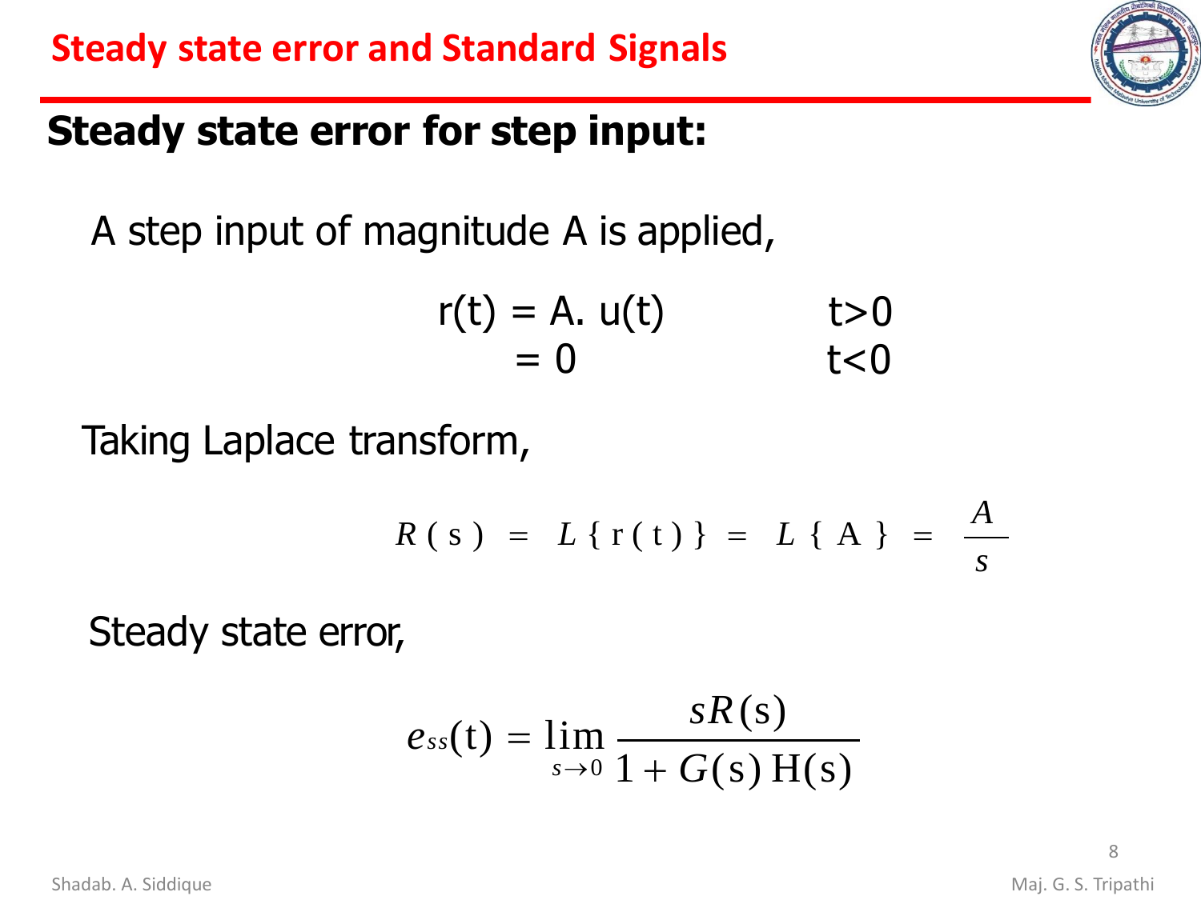# Steady state error and Standard Signals

## Steady state error for step input:

A step input of magnitude A is applied,

$$
\begin{aligned}
r(t) &= A.\, u(t) \qquad & t>0 \\
&= 0 \qquad & t<0
\end{aligned}
$$

Taking Laplace transform,

$$R(s) = L\{r(t)\} = L\{A\} = \frac{A}{s}$$

Steady state error,

$$e_{ss}(t) = \lim_{s \to 0} \frac{sR(s)}{1 + G(s)\,H(s)}$$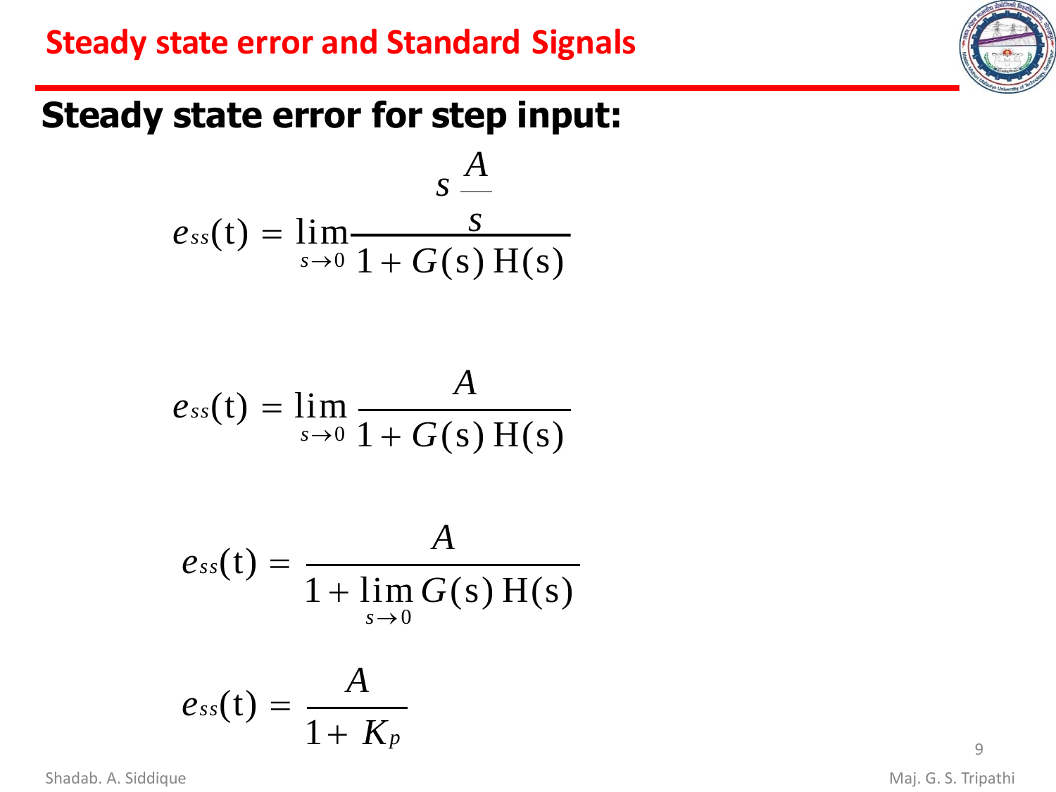# Steady state error and Standard Signals

## Steady state error for step input:

$$e_{ss}(\mathrm{t}) = \lim_{s \to 0} \frac{s \frac{A}{s}}{1 + G(\mathrm{s})\,\mathrm{H}(\mathrm{s})}$$

$$e_{ss}(\mathrm{t}) = \lim_{s \to 0} \frac{A}{1 + G(\mathrm{s})\,\mathrm{H}(\mathrm{s})}$$

$$e_{ss}(\mathrm{t}) = \frac{A}{1 + \lim_{s \to 0} G(\mathrm{s})\,\mathrm{H}(\mathrm{s})}$$

$$e_{ss}(\mathrm{t}) = \frac{A}{1 + K_p}$$

Shadab. A. Siddique

Maj. G. S. Tripathi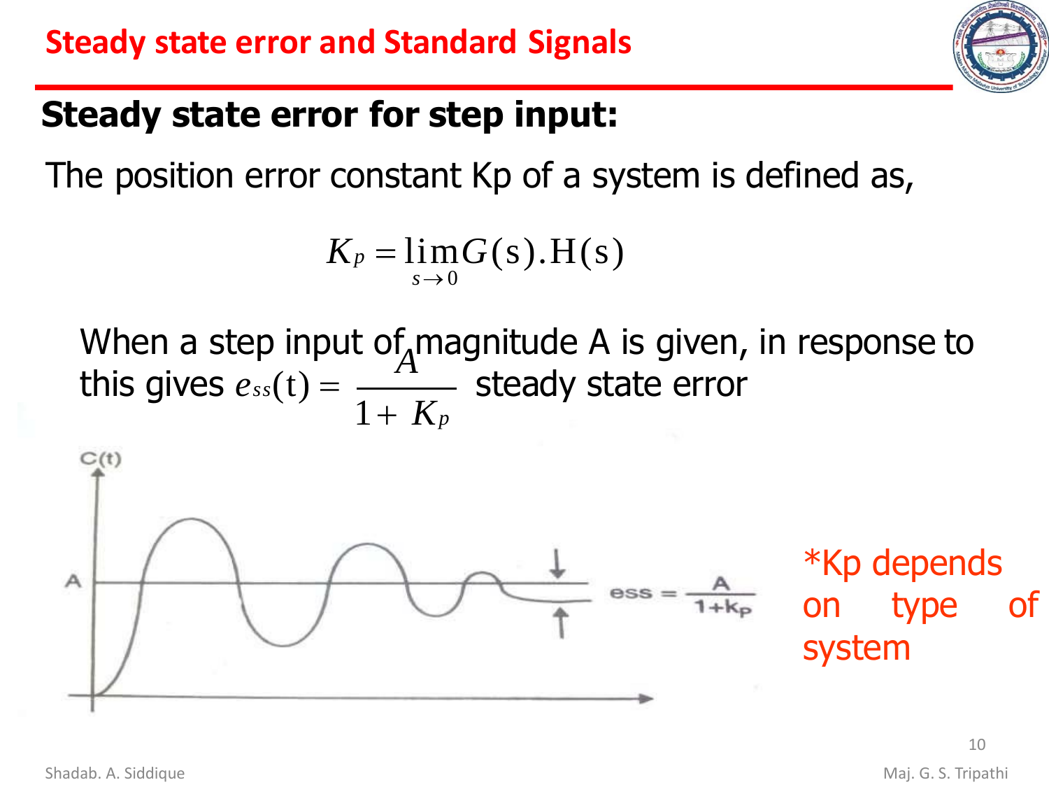# Steady state error and Standard Signals

## Steady state error for step input:

The position error constant Kp of a system is defined as,

$$K_p = \lim_{s \to 0} G(s).H(s)$$

When a step input of magnitude A is given, in response to this gives $e_{ss}(t) = \dfrac{A}{1+K_p}$ steady state error

*Kp depends on type of system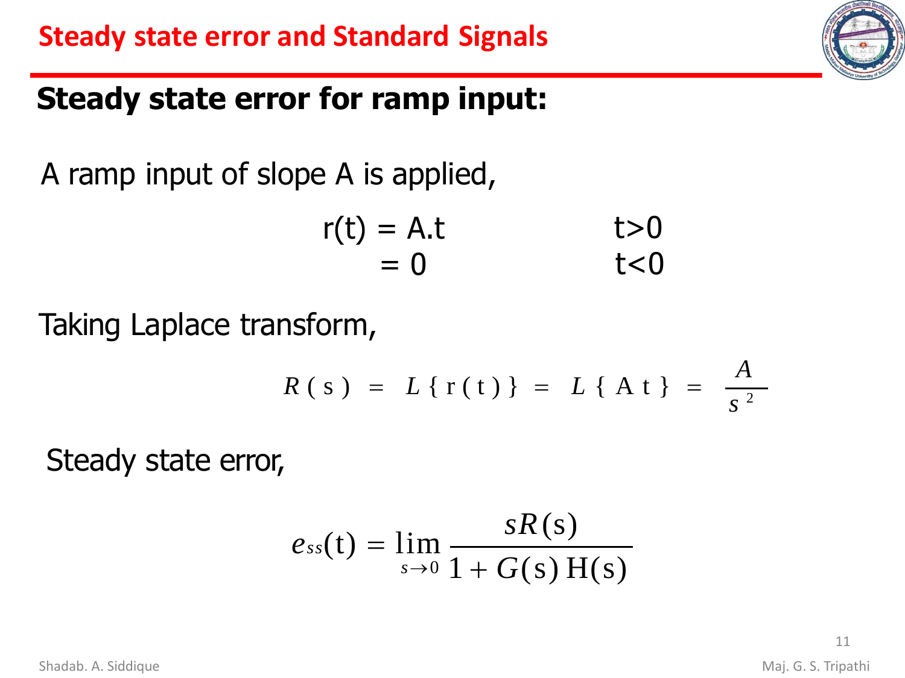# Steady state error and Standard Signals

## Steady state error for ramp input:

A ramp input of slope A is applied,

$$r(t) = A.t \qquad t>0$$
$$= 0 \qquad t<0$$

Taking Laplace transform,

$$R(s) = L\{r(t)\} = L\{At\} = \frac{A}{s^2}$$

Steady state error,

$$e_{ss}(t) = \lim_{s \to 0} \frac{sR(s)}{1 + G(s)\,H(s)}$$

Shadab. A. Siddique

Maj. G. S. Tripathi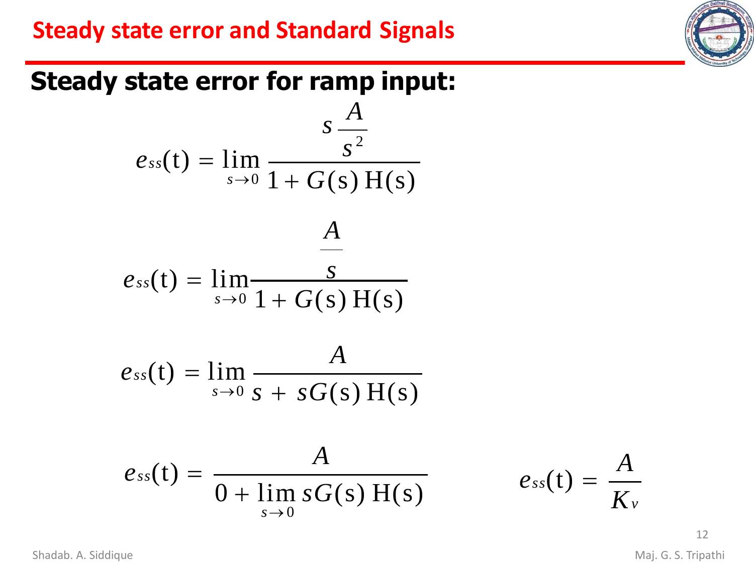## Steady state error and Standard Signals

### Steady state error for ramp input:

$$e_{ss}(\mathrm{t}) = \lim_{s \to 0} \frac{s \dfrac{A}{s^2}}{1 + G(\mathrm{s})\,\mathrm{H(s)}}$$

$$e_{ss}(\mathrm{t}) = \lim_{s \to 0} \frac{\dfrac{A}{s}}{1 + G(\mathrm{s})\,\mathrm{H(s)}}$$

$$e_{ss}(\mathrm{t}) = \lim_{s \to 0} \frac{A}{s + sG(\mathrm{s})\,\mathrm{H(s)}}$$

$$e_{ss}(\mathrm{t}) = \frac{A}{0 + \lim_{s \to 0} sG(\mathrm{s})\,\mathrm{H(s)}}$$

$$e_{ss}(\mathrm{t}) = \frac{A}{K_v}$$

Shadab. A. Siddique

Maj. G. S. Tripathi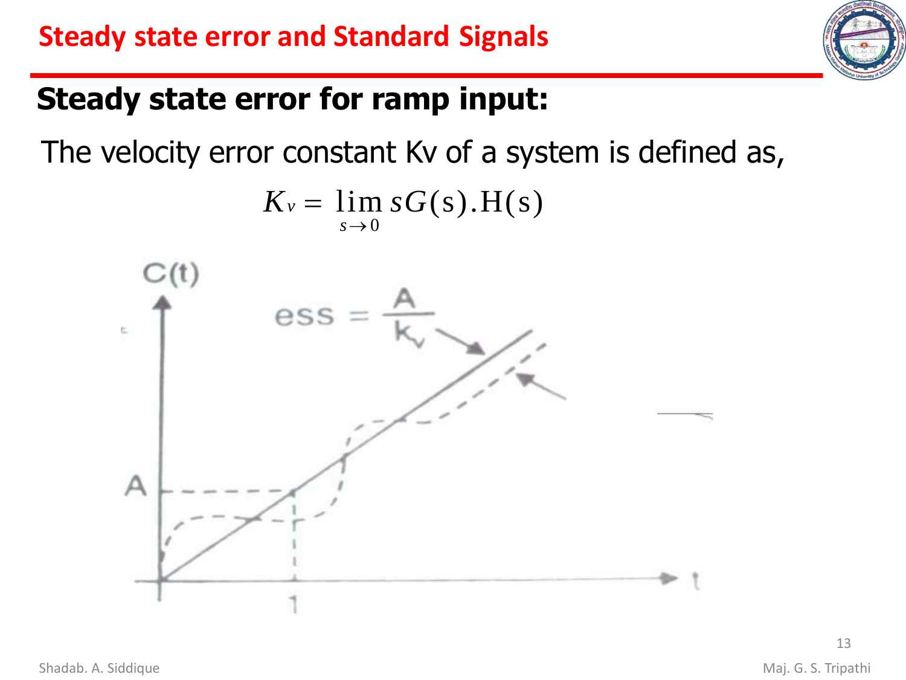## Steady state error and Standard Signals

### Steady state error for ramp input:

The velocity error constant Kv of a system is defined as,

$$K_v = \lim_{s \to 0} sG(s).H(s)$$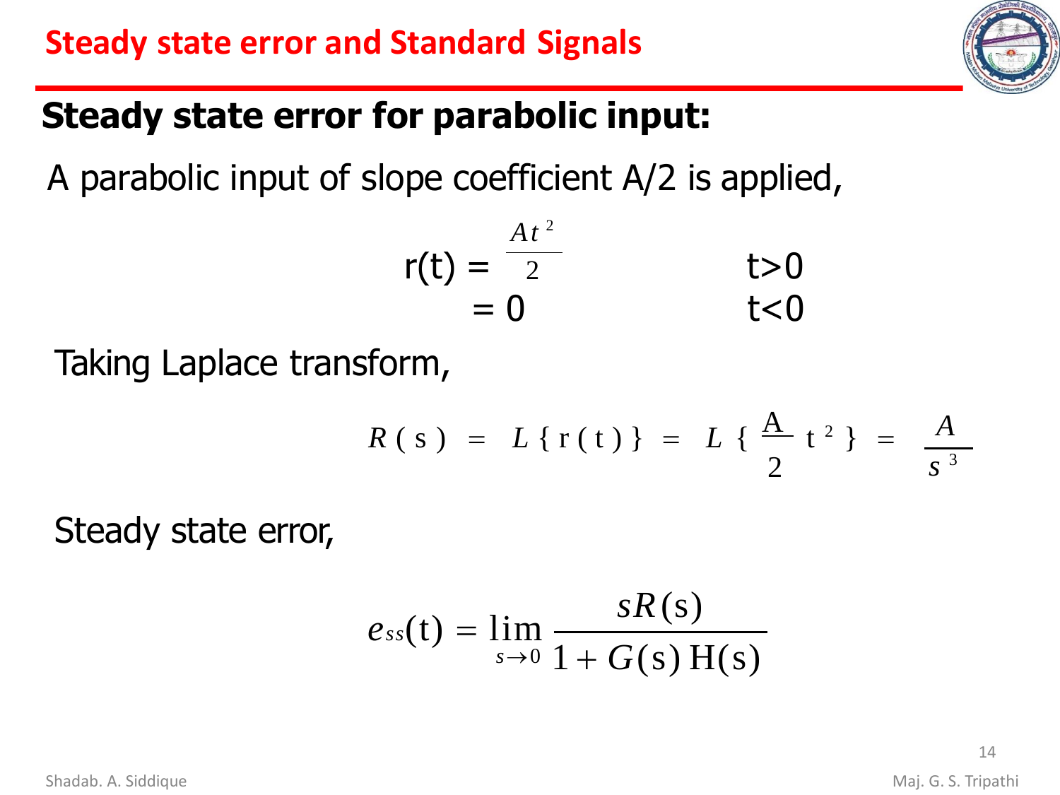# Steady state error and Standard Signals

## Steady state error for parabolic input:

A parabolic input of slope coefficient A/2 is applied,

$$
\begin{aligned}
r(t) &= \frac{At^2}{2} && t>0 \\
&= 0 && t<0
\end{aligned}
$$

Taking Laplace transform,

$$R(s) = L\{r(t)\} = L\{\frac{A}{2}t^2\} = \frac{A}{s^3}$$

Steady state error,

$$e_{ss}(t) = \lim_{s \to 0} \frac{sR(s)}{1 + G(s)\,H(s)}$$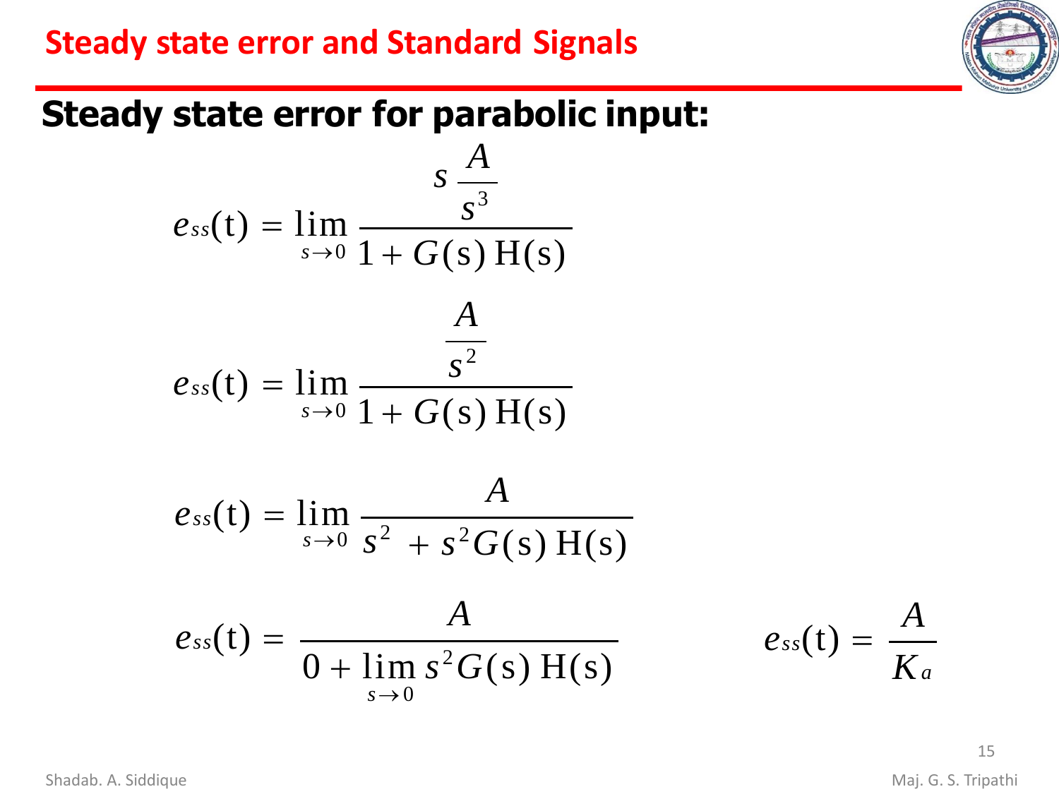# Steady state error and Standard Signals

## Steady state error for parabolic input:

$$e_{ss}(\mathrm{t}) = \lim_{s \to 0} \frac{s \dfrac{A}{s^3}}{1 + G(\mathrm{s})\,\mathrm{H(s)}}$$

$$e_{ss}(\mathrm{t}) = \lim_{s \to 0} \frac{\dfrac{A}{s^2}}{1 + G(\mathrm{s})\,\mathrm{H(s)}}$$

$$e_{ss}(\mathrm{t}) = \lim_{s \to 0} \frac{A}{s^2 + s^2 G(\mathrm{s})\,\mathrm{H(s)}}$$

$$e_{ss}(\mathrm{t}) = \frac{A}{0 + \lim\limits_{s \to 0} s^2 G(\mathrm{s})\,\mathrm{H(s)}}$$

$$e_{ss}(\mathrm{t}) = \frac{A}{K_a}$$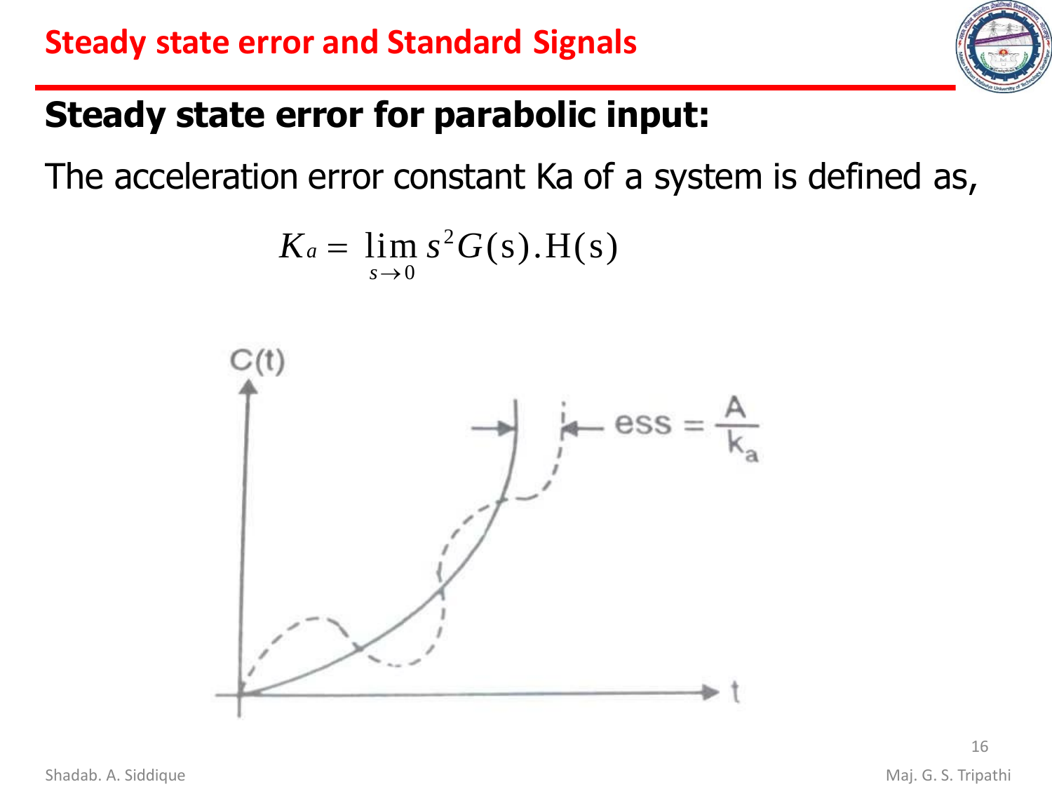# Steady state error and Standard Signals

## Steady state error for parabolic input:

The acceleration error constant Ka of a system is defined as,

$$K_a = \lim_{s \to 0} s^2 G(s).H(s)$$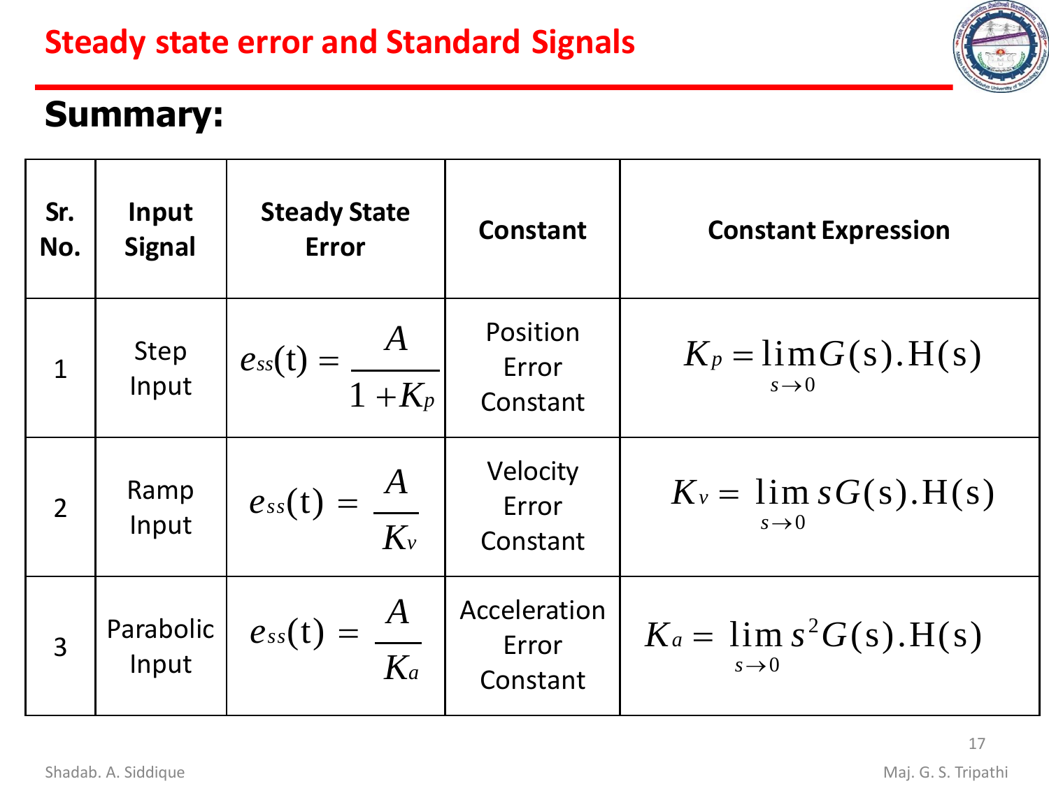# Steady state error and Standard Signals

## Summary:

| Sr. No. | Input Signal | Steady State Error | Constant | Constant Expression |
|---|---|---|---|---|
| 1 | Step Input | $e_{ss}(t) = \dfrac{A}{1+K_p}$ | Position Error Constant | $K_p = \lim\limits_{s \to 0} G(s).H(s)$ |
| 2 | Ramp Input | $e_{ss}(t) = \dfrac{A}{K_v}$ | Velocity Error Constant | $K_v = \lim\limits_{s \to 0} sG(s).H(s)$ |
| 3 | Parabolic Input | $e_{ss}(t) = \dfrac{A}{K_a}$ | Acceleration Error Constant | $K_a = \lim\limits_{s \to 0} s^2G(s).H(s)$ |

Shadab. A. Siddique

Maj. G. S. Tripathi